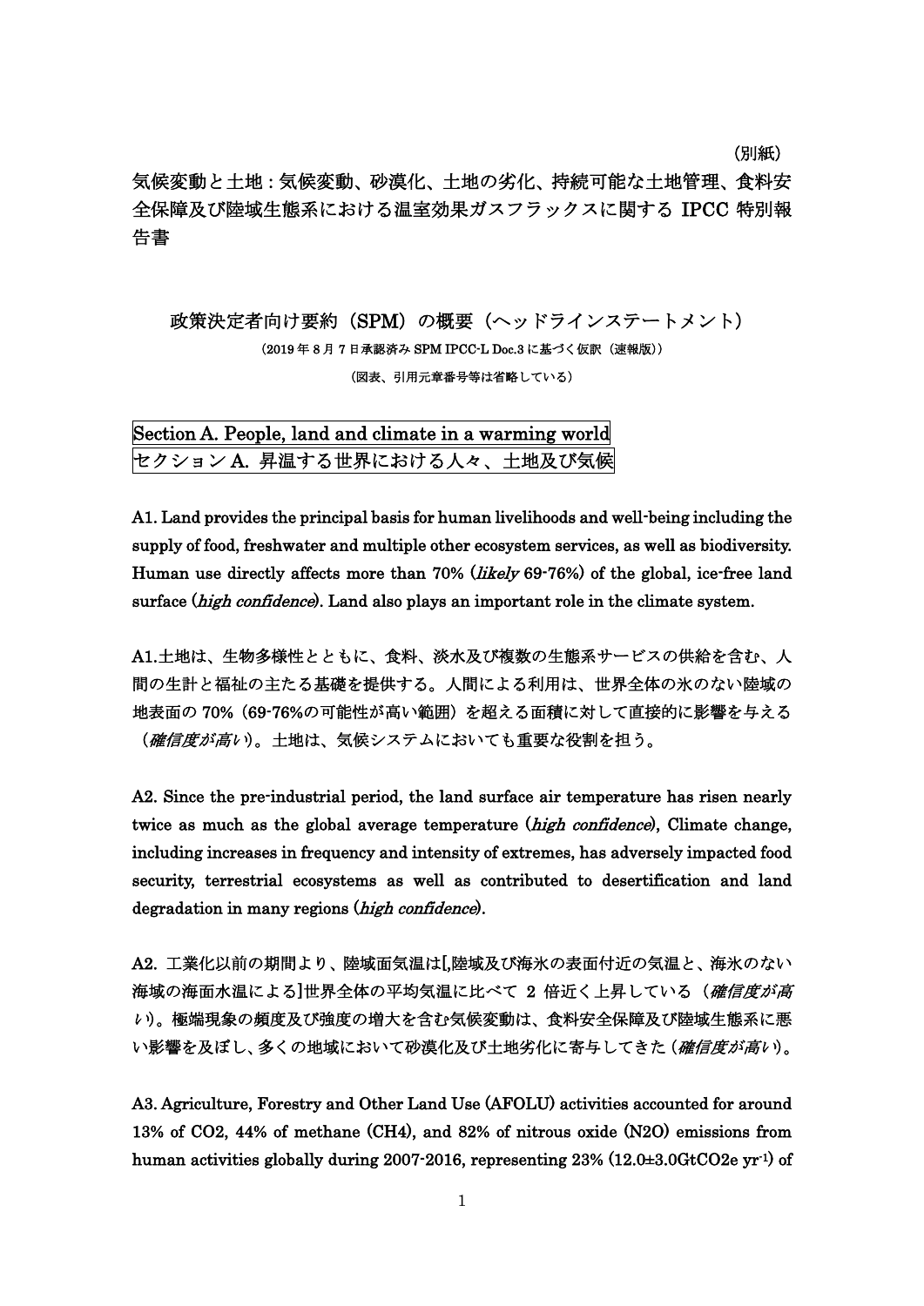（別紙）

# 気候変動と土地：気候変動、砂漠化、土地の劣化、持続可能な土地管理、食料安全保障及び陸域生態系における温室効果ガスフラックスに関する IPCC 特別報告書

## 政策決定者向け要約（SPM）の概要（ヘッドラインステートメント）

（2019 年 8 月 7 日承認済み SPM IPCC-L Doc.3 に基づく仮訳（速報版））

（図表、引用元章番号等は省略している）

## Section A. People, land and climate in a warming world
## セクション A. 昇温する世界における人々、土地及び気候

**A1. Land provides the principal basis for human livelihoods and well-being including the supply of food, freshwater and multiple other ecosystem services, as well as biodiversity. Human use directly affects more than 70% (*likely* 69-76%) of the global, ice-free land surface (*high confidence*). Land also plays an important role in the climate system.**

**A1.土地は、生物多様性とともに、食料、淡水及び複数の生態系サービスの供給を含む、人間の生計と福祉の主たる基礎を提供する。人間による利用は、世界全体の氷のない陸域の地表面の 70%（69-76%の可能性が高い範囲）を超える面積に対して直接的に影響を与える（*確信度が高い*）。土地は、気候システムにおいても重要な役割を担う。**

**A2. Since the pre-industrial period, the land surface air temperature has risen nearly twice as much as the global average temperature (*high confidence*), Climate change, including increases in frequency and intensity of extremes, has adversely impacted food security, terrestrial ecosystems as well as contributed to desertification and land degradation in many regions (*high confidence*).**

**A2. 工業化以前の期間より、陸域面気温は[,陸域及び海氷の表面付近の気温と、海氷のない海域の海面水温による]世界全体の平均気温に比べて 2 倍近く上昇している（*確信度が高い*）。極端現象の頻度及び強度の増大を含む気候変動は、食料安全保障及び陸域生態系に悪い影響を及ぼし、多くの地域において砂漠化及び土地劣化に寄与してきた（*確信度が高い*）。**

**A3. Agriculture, Forestry and Other Land Use (AFOLU) activities accounted for around 13% of $CO_2$, 44% of methane ($CH_4$), and 82% of nitrous oxide ($N_2O$) emissions from human activities globally during 2007-2016, representing 23% ($12.0 \pm 3.0 GtCO_2e\ yr^{-1}$) of**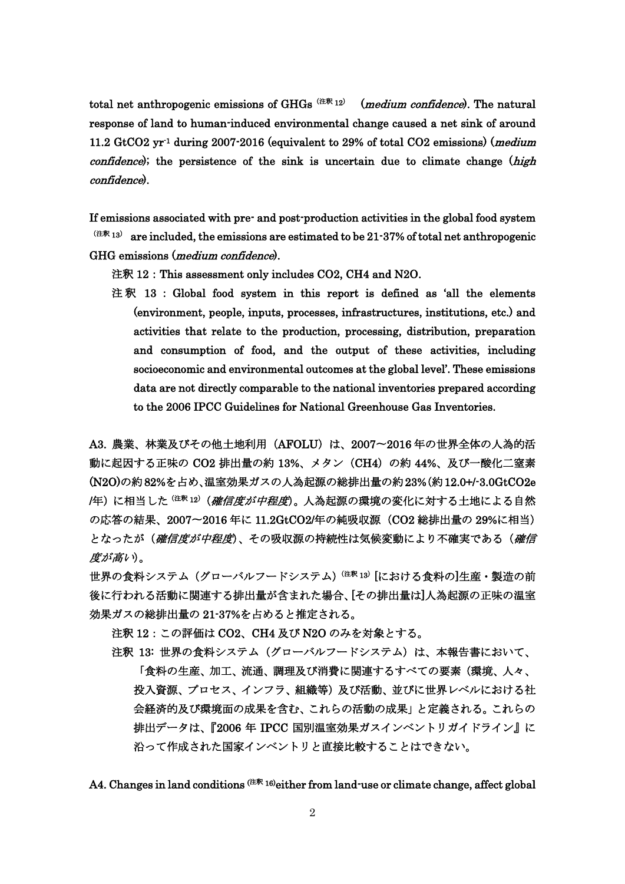total net anthropogenic emissions of GHGs [注釈12] (*medium confidence*). The natural response of land to human-induced environmental change caused a net sink of around 11.2 $GtCO_2$ $yr^{-1}$ during 2007-2016 (equivalent to 29% of total $CO_2$ emissions) (*medium confidence*); the persistence of the sink is uncertain due to climate change (*high confidence*).

If emissions associated with pre- and post-production activities in the global food system [注釈13] are included, the emissions are estimated to be 21-37% of total net anthropogenic GHG emissions (*medium confidence*).

注釈 12 : This assessment only includes $CO_2$, $CH_4$ and $N_2O$.

注釈 13 : Global food system in this report is defined as 'all the elements (environment, people, inputs, processes, infrastructures, institutions, etc.) and activities that relate to the production, processing, distribution, preparation and consumption of food, and the output of these activities, including socioeconomic and environmental outcomes at the global level'. These emissions data are not directly comparable to the national inventories prepared according to the 2006 IPCC Guidelines for National Greenhouse Gas Inventories.

A3. 農業、林業及びその他土地利用（AFOLU）は、2007～2016年の世界全体の人為的活動に起因する正味の $CO_2$ 排出量の約 13%、メタン（$CH_4$）の約 44%、及び一酸化二窒素($N_2O$)の約82%を占め、温室効果ガスの人為起源の総排出量の約23%（約12.0+/-3.0$GtCO_2e$/年）に相当した [注釈12]（*確信度が中程度*）。人為起源の環境の変化に対する土地による自然の応答の結果、2007～2016 年に 11.2$GtCO_2$/年の純吸収源（$CO_2$ 総排出量の 29%に相当）となったが（*確信度が中程度*）、その吸収源の持続性は気候変動により不確実である（*確信度が高い*）。

世界の食料システム（グローバルフードシステム）[注釈13] [における食料の]生産・製造の前後に行われる活動に関連する排出量が含まれた場合、[その排出量は]人為起源の正味の温室効果ガスの総排出量の 21-37%を占めると推定される。

注釈 12 : この評価は $CO_2$、$CH_4$ 及び $N_2O$ のみを対象とする。

注釈 13: 世界の食料システム（グローバルフードシステム）は、本報告書において、「食料の生産、加工、流通、調理及び消費に関連するすべての要素（環境、人々、投入資源、プロセス、インフラ、組織等）及び活動、並びに世界レベルにおける社会経済的及び環境面の成果を含む、これらの活動の成果」と定義される。これらの排出データは、『2006 年 IPCC 国別温室効果ガスインベントリガイドライン』に沿って作成された国家インベントリと直接比較することはできない。

A4. Changes in land conditions [注釈16] either from land-use or climate change, affect global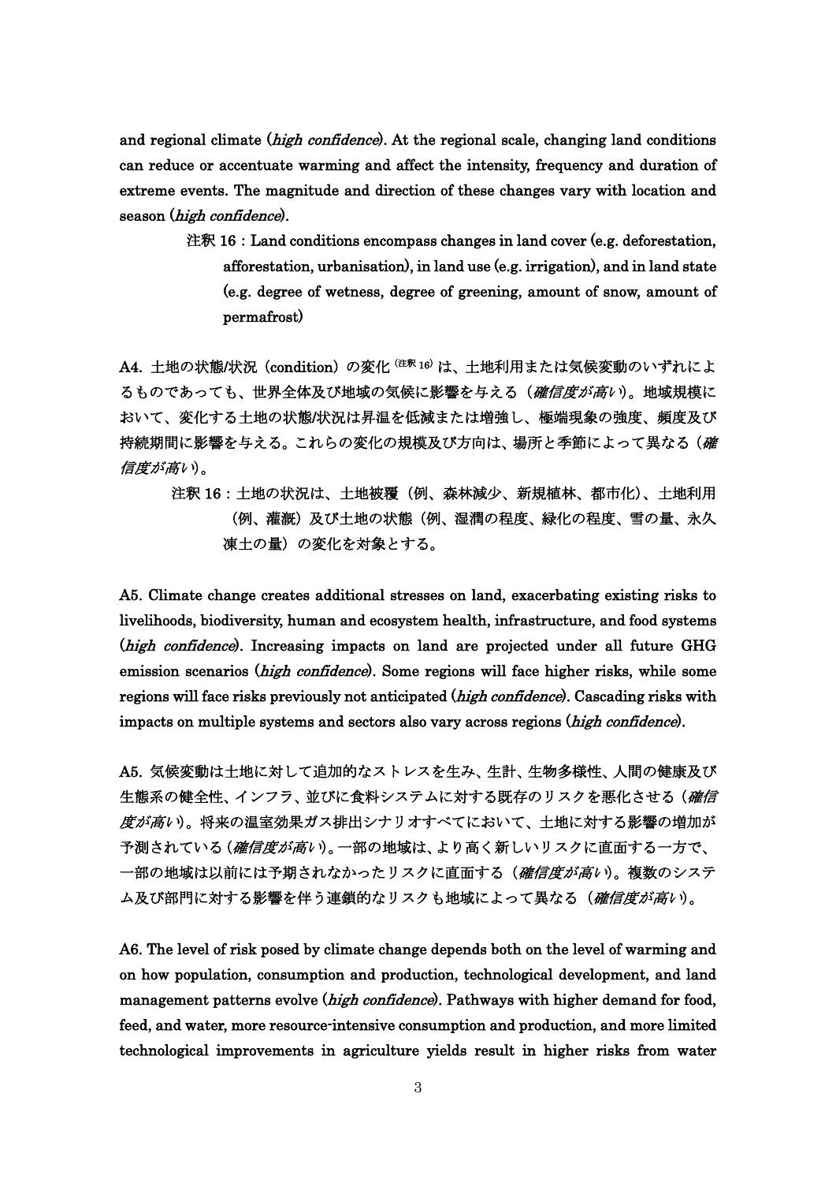and regional climate (*high confidence*). At the regional scale, changing land conditions can reduce or accentuate warming and affect the intensity, frequency and duration of extreme events. The magnitude and direction of these changes vary with location and season (*high confidence*).

注釈 16：Land conditions encompass changes in land cover (e.g. deforestation, afforestation, urbanisation), in land use (e.g. irrigation), and in land state (e.g. degree of wetness, degree of greening, amount of snow, amount of permafrost)

A4. 土地の状態/状況（condition）の変化[注釈16]は、土地利用または気候変動のいずれによるものであっても、世界全体及び地域の気候に影響を与える（*確信度が高い*）。地域規模において、変化する土地の状態/状況は昇温を低減または増強し、極端現象の強度、頻度及び持続期間に影響を与える。これらの変化の規模及び方向は、場所と季節によって異なる（*確信度が高い*）。

注釈 16：土地の状況は、土地被覆（例、森林減少、新規植林、都市化）、土地利用（例、灌漑）及び土地の状態（例、湿潤の程度、緑化の程度、雪の量、永久凍土の量）の変化を対象とする。

A5. Climate change creates additional stresses on land, exacerbating existing risks to livelihoods, biodiversity, human and ecosystem health, infrastructure, and food systems (*high confidence*). Increasing impacts on land are projected under all future GHG emission scenarios (*high confidence*). Some regions will face higher risks, while some regions will face risks previously not anticipated (*high confidence*). Cascading risks with impacts on multiple systems and sectors also vary across regions (*high confidence*).

A5. 気候変動は土地に対して追加的なストレスを生み、生計、生物多様性、人間の健康及び生態系の健全性、インフラ、並びに食料システムに対する既存のリスクを悪化させる（*確信度が高い*）。将来の温室効果ガス排出シナリオすべてにおいて、土地に対する影響の増加が予測されている（*確信度が高い*）。一部の地域は、より高く新しいリスクに直面する一方で、一部の地域は以前には予期されなかったリスクに直面する（*確信度が高い*）。複数のシステム及び部門に対する影響を伴う連鎖的なリスクも地域によって異なる（*確信度が高い*）。

A6. The level of risk posed by climate change depends both on the level of warming and on how population, consumption and production, technological development, and land management patterns evolve (*high confidence*). Pathways with higher demand for food, feed, and water, more resource-intensive consumption and production, and more limited technological improvements in agriculture yields result in higher risks from water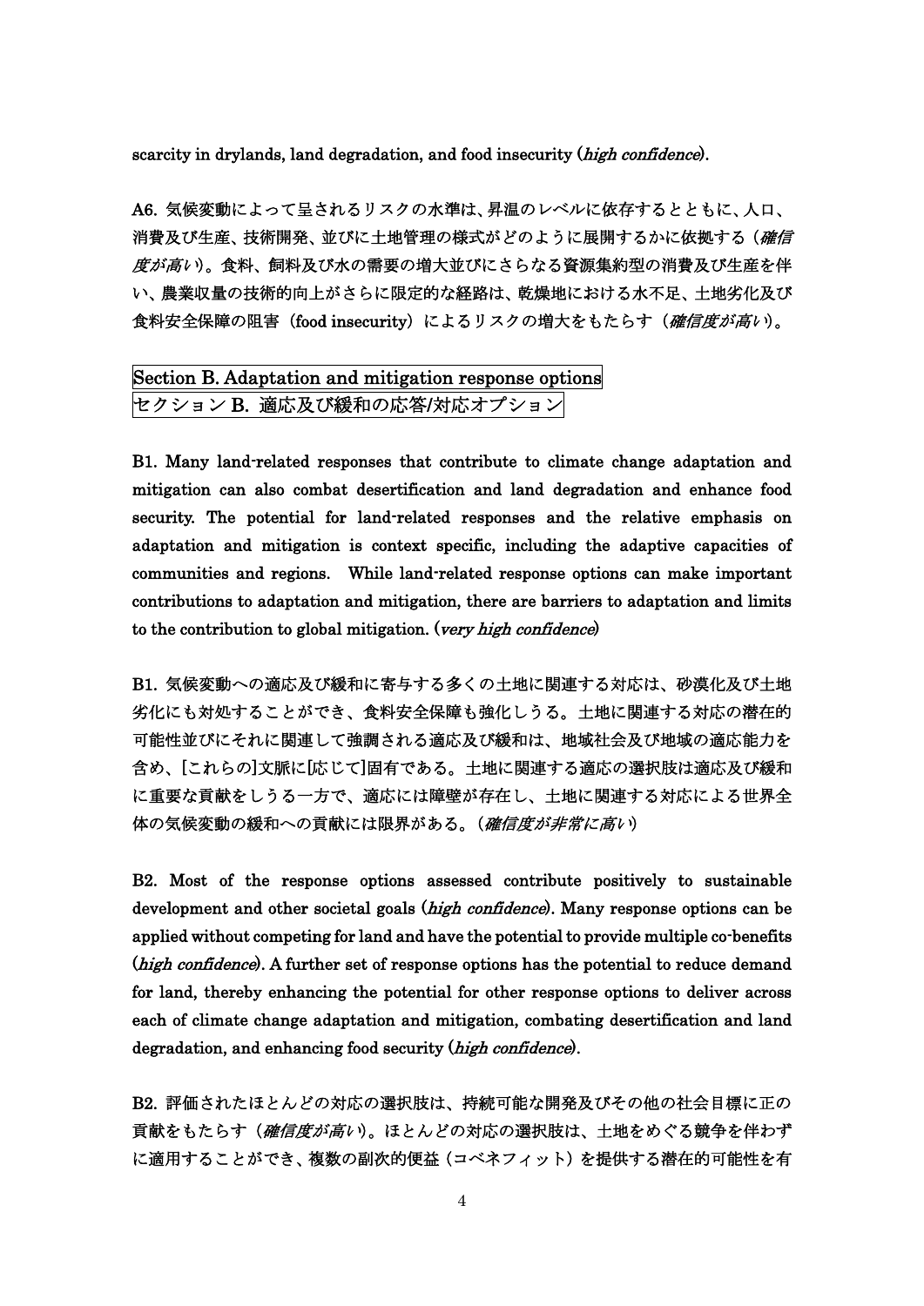scarcity in drylands, land degradation, and food insecurity (*high confidence*).

A6. 気候変動によって呈されるリスクの水準は、昇温のレベルに依存するとともに、人口、消費及び生産、技術開発、並びに土地管理の様式がどのように展開するかに依拠する（*確信度が高い*）。食料、飼料及び水の需要の増大並びにさらなる資源集約型の消費及び生産を伴い、農業収量の技術的向上がさらに限定的な経路は、乾燥地における水不足、土地劣化及び食料安全保障の阻害（food insecurity）によるリスクの増大をもたらす（*確信度が高い*）。

## Section B. Adaptation and mitigation response options
## セクション B. 適応及び緩和の応答/対応オプション

B1. Many land-related responses that contribute to climate change adaptation and mitigation can also combat desertification and land degradation and enhance food security. The potential for land-related responses and the relative emphasis on adaptation and mitigation is context specific, including the adaptive capacities of communities and regions. While land-related response options can make important contributions to adaptation and mitigation, there are barriers to adaptation and limits to the contribution to global mitigation. (*very high confidence*)

B1. 気候変動への適応及び緩和に寄与する多くの土地に関連する対応は、砂漠化及び土地劣化にも対処することができ、食料安全保障も強化しうる。土地に関連する対応の潜在的可能性並びにそれに関連して強調される適応及び緩和は、地域社会及び地域の適応能力を含め、[これらの]文脈に[応じて]固有である。土地に関連する適応の選択肢は適応及び緩和に重要な貢献をしうる一方で、適応には障壁が存在し、土地に関連する対応による世界全体の気候変動の緩和への貢献には限界がある。（*確信度が非常に高い*）

B2. Most of the response options assessed contribute positively to sustainable development and other societal goals (*high confidence*). Many response options can be applied without competing for land and have the potential to provide multiple co-benefits (*high confidence*). A further set of response options has the potential to reduce demand for land, thereby enhancing the potential for other response options to deliver across each of climate change adaptation and mitigation, combating desertification and land degradation, and enhancing food security (*high confidence*).

B2. 評価されたほとんどの対応の選択肢は、持続可能な開発及びその他の社会目標に正の貢献をもたらす（*確信度が高い*）。ほとんどの対応の選択肢は、土地をめぐる競争を伴わずに適用することができ、複数の副次的便益（コベネフィット）を提供する潜在的可能性を有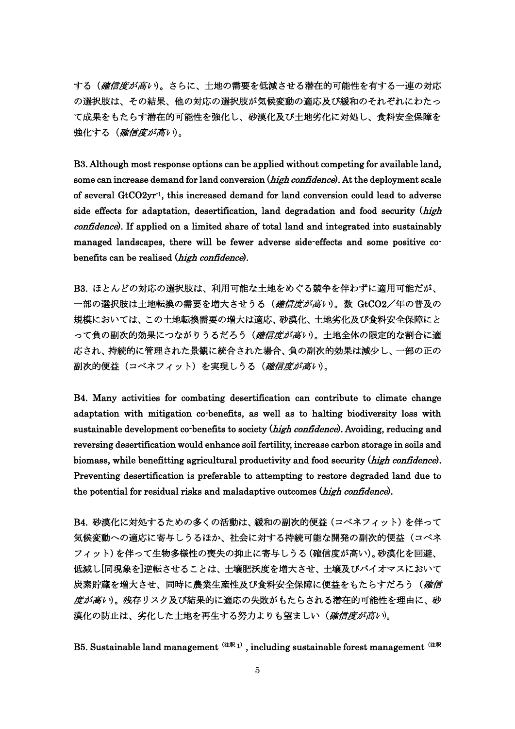する（*確信度が高い*）。さらに、土地の需要を低減させる潜在的可能性を有する一連の対応の選択肢は、その結果、他の対応の選択肢が気候変動の適応及び緩和のそれぞれにわたって成果をもたらす潜在的可能性を強化し、砂漠化及び土地劣化に対処し、食料安全保障を強化する（*確信度が高い*）。

B3. Although most response options can be applied without competing for available land, some can increase demand for land conversion (*high confidence*). At the deployment scale of several $GtCO_2yr^{-1}$, this increased demand for land conversion could lead to adverse side effects for adaptation, desertification, land degradation and food security (*high confidence*). If applied on a limited share of total land and integrated into sustainably managed landscapes, there will be fewer adverse side-effects and some positive co-benefits can be realised (*high confidence*).

B3. ほとんどの対応の選択肢は、利用可能な土地をめぐる競争を伴わずに適用可能だが、一部の選択肢は土地転換の需要を増大させうる（*確信度が高い*）。数 $GtCO_2$／年の普及の規模においては、この土地転換需要の増大は適応、砂漠化、土地劣化及び食料安全保障にとって負の副次的効果につながりうるだろう（*確信度が高い*）。土地全体の限定的な割合に適応され、持続的に管理された景観に統合された場合、負の副次的効果は減少し、一部の正の副次的便益（コベネフィット）を実現しうる（*確信度が高い*）。

B4. Many activities for combating desertification can contribute to climate change adaptation with mitigation co-benefits, as well as to halting biodiversity loss with sustainable development co-benefits to society (*high confidence*). Avoiding, reducing and reversing desertification would enhance soil fertility, increase carbon storage in soils and biomass, while benefitting agricultural productivity and food security (*high confidence*). Preventing desertification is preferable to attempting to restore degraded land due to the potential for residual risks and maladaptive outcomes (*high confidence*).

B4. 砂漠化に対処するための多くの活動は、緩和の副次的便益（コベネフィット）を伴って気候変動への適応に寄与しうるほか、社会に対する持続可能な開発の副次的便益（コベネフィット）を伴って生物多様性の喪失の抑止に寄与しうる（確信度が高い）。砂漠化を回避、低減し[同現象を]逆転させることは、土壌肥沃度を増大させ、土壌及びバイオマスにおいて炭素貯蔵を増大させ、同時に農業生産性及び食料安全保障に便益をもたらすだろう（*確信度が高い*）。残存リスク及び結果的に適応の失敗がもたらされる潜在的可能性を理由に、砂漠化の防止は、劣化した土地を再生する努力よりも望ましい（*確信度が高い*）。

B5. Sustainable land management [注釈1] , including sustainable forest management [注釈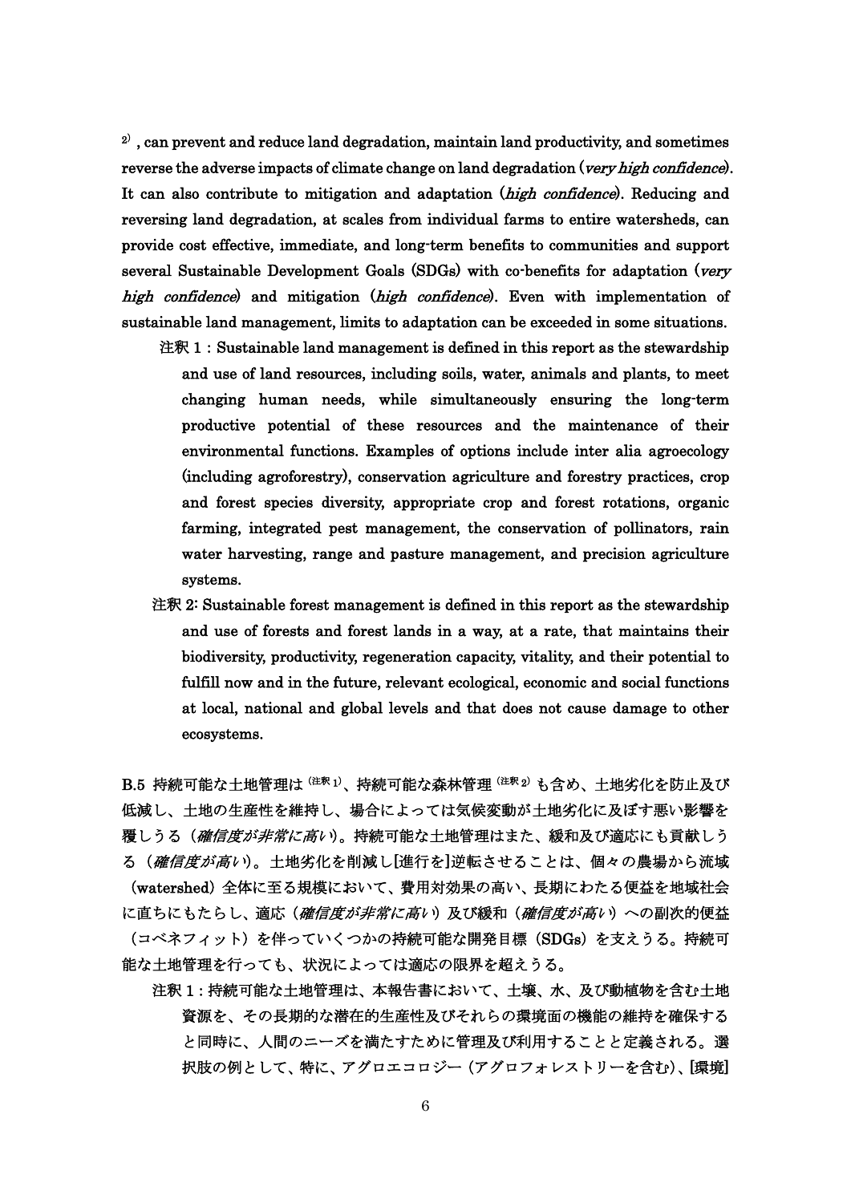[2], can prevent and reduce land degradation, maintain land productivity, and sometimes reverse the adverse impacts of climate change on land degradation (*very high confidence*). It can also contribute to mitigation and adaptation (*high confidence*). Reducing and reversing land degradation, at scales from individual farms to entire watersheds, can provide cost effective, immediate, and long-term benefits to communities and support several Sustainable Development Goals (SDGs) with co-benefits for adaptation (*very high confidence*) and mitigation (*high confidence*). Even with implementation of sustainable land management, limits to adaptation can be exceeded in some situations.

注釈 1：Sustainable land management is defined in this report as the stewardship and use of land resources, including soils, water, animals and plants, to meet changing human needs, while simultaneously ensuring the long-term productive potential of these resources and the maintenance of their environmental functions. Examples of options include inter alia agroecology (including agroforestry), conservation agriculture and forestry practices, crop and forest species diversity, appropriate crop and forest rotations, organic farming, integrated pest management, the conservation of pollinators, rain water harvesting, range and pasture management, and precision agriculture systems.

注釈 2: Sustainable forest management is defined in this report as the stewardship and use of forests and forest lands in a way, at a rate, that maintains their biodiversity, productivity, regeneration capacity, vitality, and their potential to fulfill now and in the future, relevant ecological, economic and social functions at local, national and global levels and that does not cause damage to other ecosystems.

B.5 持続可能な土地管理は[注釈1]、持続可能な森林管理[注釈2]も含め、土地劣化を防止及び低減し、土地の生産性を維持し、場合によっては気候変動が土地劣化に及ぼす悪い影響を覆しうる（*確信度が非常に高い*）。持続可能な土地管理はまた、緩和及び適応にも貢献しうる（*確信度が高い*）。土地劣化を削減し[進行を]逆転させることは、個々の農場から流域（watershed）全体に至る規模において、費用対効果の高い、長期にわたる便益を地域社会に直ちにもたらし、適応（*確信度が非常に高い*）及び緩和（*確信度が高い*）への副次的便益（コベネフィット）を伴っていくつかの持続可能な開発目標（SDGs）を支えうる。持続可能な土地管理を行っても、状況によっては適応の限界を超えうる。

注釈 1：持続可能な土地管理は、本報告書において、土壌、水、及び動植物を含む土地資源を、その長期的な潜在的生産性及びそれらの環境面の機能の維持を確保すると同時に、人間のニーズを満たすために管理及び利用することと定義される。選択肢の例として、特に、アグロエコロジー（アグロフォレストリーを含む）、[環境]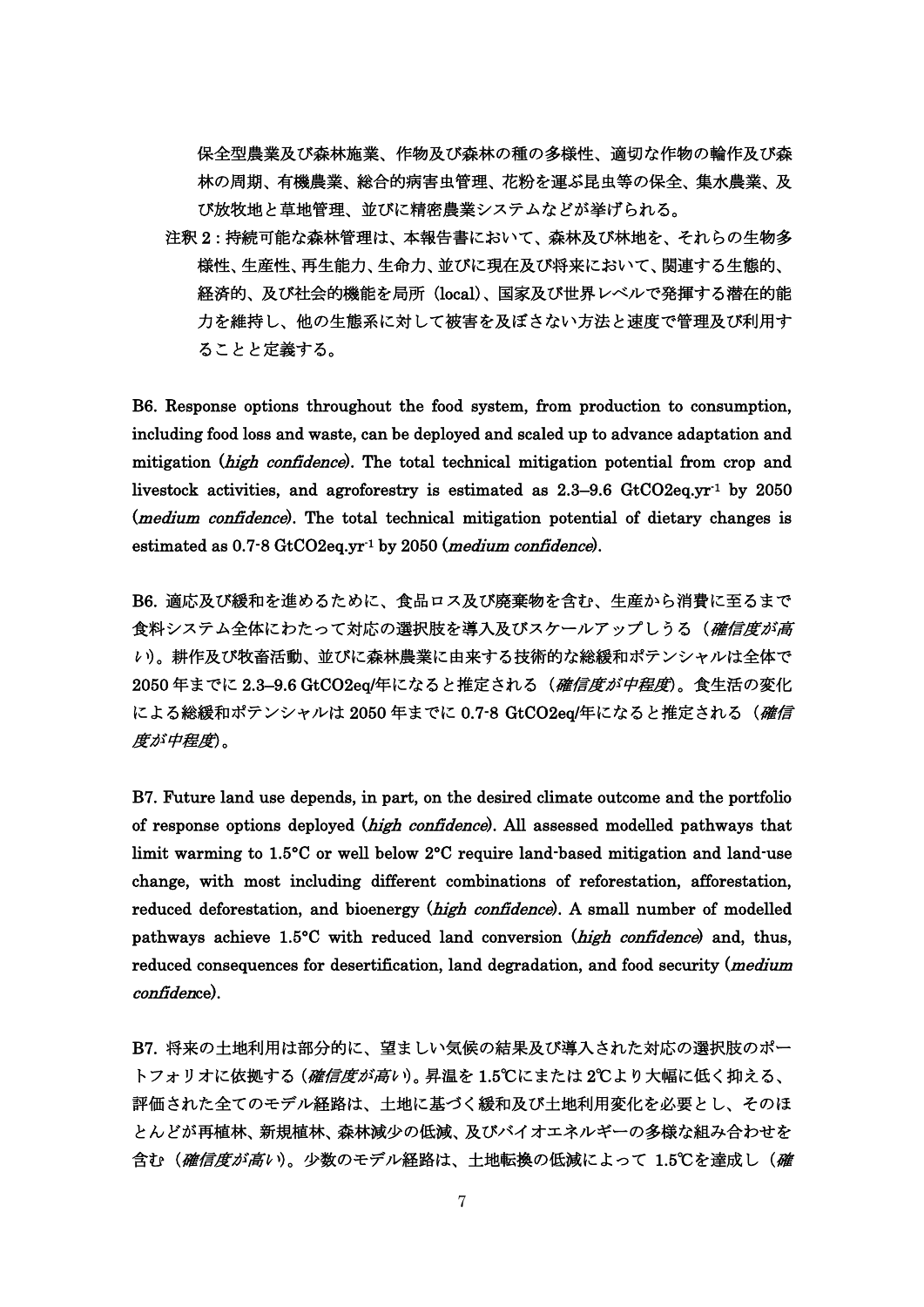保全型農業及び森林施業、作物及び森林の種の多様性、適切な作物の輪作及び森林の周期、有機農業、総合的病害虫管理、花粉を運ぶ昆虫等の保全、集水農業、及び放牧地と草地管理、並びに精密農業システムなどが挙げられる。

注釈 2：持続可能な森林管理は、本報告書において、森林及び林地を、それらの生物多様性、生産性、再生能力、生命力、並びに現在及び将来において、関連する生態的、経済的、及び社会的機能を局所（local）、国家及び世界レベルで発揮する潜在的能力を維持し、他の生態系に対して被害を及ぼさない方法と速度で管理及び利用することと定義する。

B6. Response options throughout the food system, from production to consumption, including food loss and waste, can be deployed and scaled up to advance adaptation and mitigation (*high confidence*). The total technical mitigation potential from crop and livestock activities, and agroforestry is estimated as 2.3–9.6 $GtCO_2eq.yr^{-1}$ by 2050 (*medium confidence*). The total technical mitigation potential of dietary changes is estimated as 0.7-8 $GtCO_2eq.yr^{-1}$ by 2050 (*medium confidence*).

B6. 適応及び緩和を進めるために、食品ロス及び廃棄物を含む、生産から消費に至るまで食料システム全体にわたって対応の選択肢を導入及びスケールアップしうる（*確信度が高い*）。耕作及び牧畜活動、並びに森林農業に由来する技術的な総緩和ポテンシャルは全体で 2050 年までに 2.3–9.6 $GtCO_2eq$/年になると推定される（*確信度が中程度*）。食生活の変化による総緩和ポテンシャルは 2050 年までに 0.7-8 $GtCO_2eq$/年になると推定される（*確信度が中程度*）。

B7. Future land use depends, in part, on the desired climate outcome and the portfolio of response options deployed (*high confidence*). All assessed modelled pathways that limit warming to 1.5°C or well below 2°C require land-based mitigation and land-use change, with most including different combinations of reforestation, afforestation, reduced deforestation, and bioenergy (*high confidence*). A small number of modelled pathways achieve 1.5°C with reduced land conversion (*high confidence*) and, thus, reduced consequences for desertification, land degradation, and food security (*medium confidence*).

B7. 将来の土地利用は部分的に、望ましい気候の結果及び導入された対応の選択肢のポートフォリオに依拠する（*確信度が高い*）。昇温を 1.5℃にまたは 2℃より大幅に低く抑える、評価された全てのモデル経路は、土地に基づく緩和及び土地利用変化を必要とし、そのほとんどが再植林、新規植林、森林減少の低減、及びバイオエネルギーの多様な組み合わせを含む（*確信度が高い*）。少数のモデル経路は、土地転換の低減によって 1.5℃を達成し（*確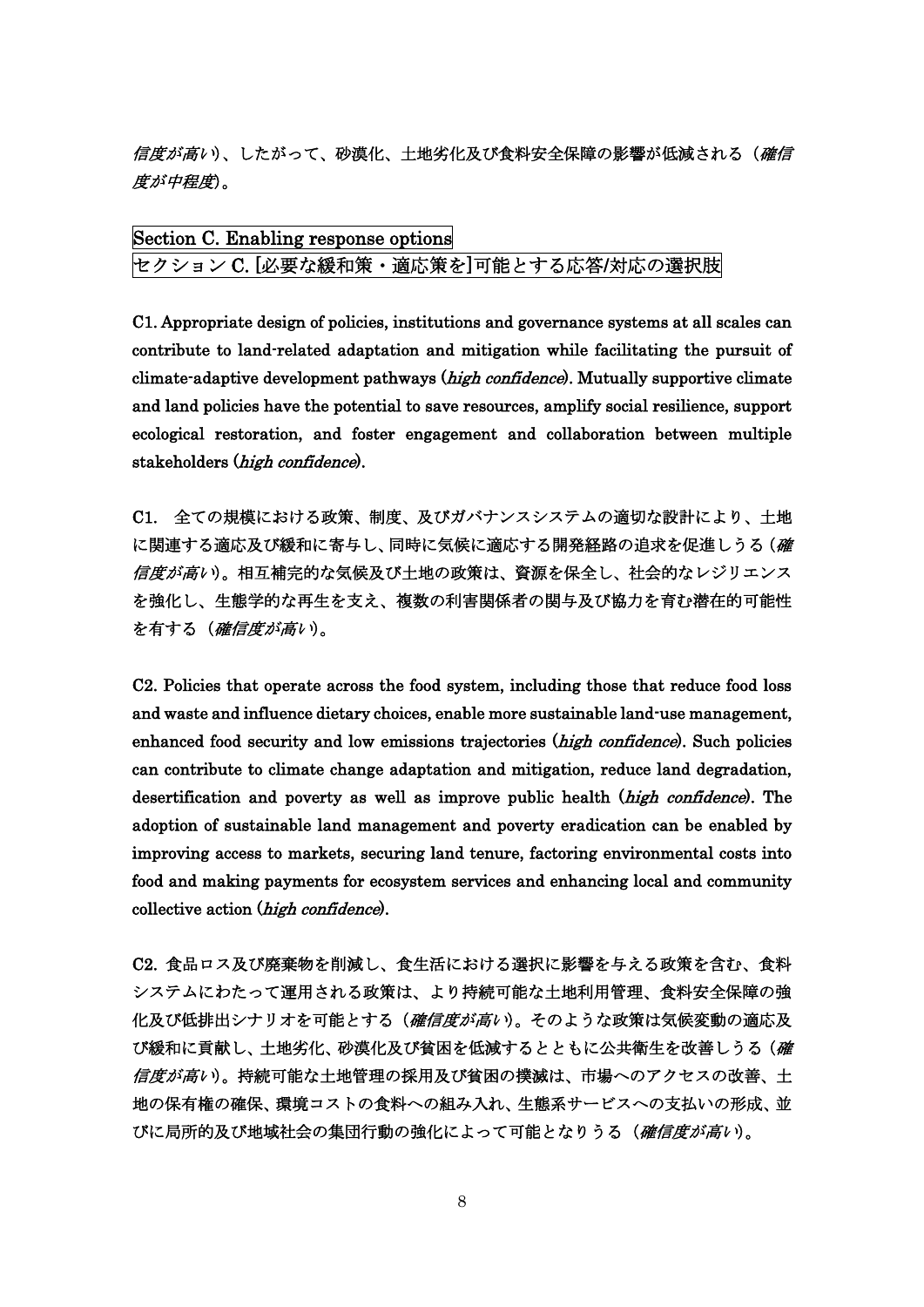*信度が高い*)、したがって、砂漠化、土地劣化及び食料安全保障の影響が低減される（*確信度が中程度*)。

## Section C. Enabling response options
## セクション C. [必要な緩和策・適応策を]可能とする応答/対応の選択肢

**C1. Appropriate design of policies, institutions and governance systems at all scales can contribute to land-related adaptation and mitigation while facilitating the pursuit of climate-adaptive development pathways (*high confidence*). Mutually supportive climate and land policies have the potential to save resources, amplify social resilience, support ecological restoration, and foster engagement and collaboration between multiple stakeholders (*high confidence*).**

**C1.　全ての規模における政策、制度、及びガバナンスシステムの適切な設計により、土地に関連する適応及び緩和に寄与し、同時に気候に適応する開発経路の追求を促進しうる（*確信度が高い*)。相互補完的な気候及び土地の政策は、資源を保全し、社会的なレジリエンスを強化し、生態学的な再生を支え、複数の利害関係者の関与及び協力を育む潜在的可能性を有する（*確信度が高い*)。**

**C2. Policies that operate across the food system, including those that reduce food loss and waste and influence dietary choices, enable more sustainable land-use management, enhanced food security and low emissions trajectories (*high confidence*). Such policies can contribute to climate change adaptation and mitigation, reduce land degradation, desertification and poverty as well as improve public health (*high confidence*). The adoption of sustainable land management and poverty eradication can be enabled by improving access to markets, securing land tenure, factoring environmental costs into food and making payments for ecosystem services and enhancing local and community collective action (*high confidence*).**

**C2. 食品ロス及び廃棄物を削減し、食生活における選択に影響を与える政策を含む、食料システムにわたって運用される政策は、より持続可能な土地利用管理、食料安全保障の強化及び低排出シナリオを可能とする（*確信度が高い*)。そのような政策は気候変動の適応及び緩和に貢献し、土地劣化、砂漠化及び貧困を低減するとともに公共衛生を改善しうる（*確信度が高い*)。持続可能な土地管理の採用及び貧困の撲滅は、市場へのアクセスの改善、土地の保有権の確保、環境コストの食料への組み入れ、生態系サービスへの支払いの形成、並びに局所的及び地域社会の集団行動の強化によって可能となりうる（*確信度が高い*)。**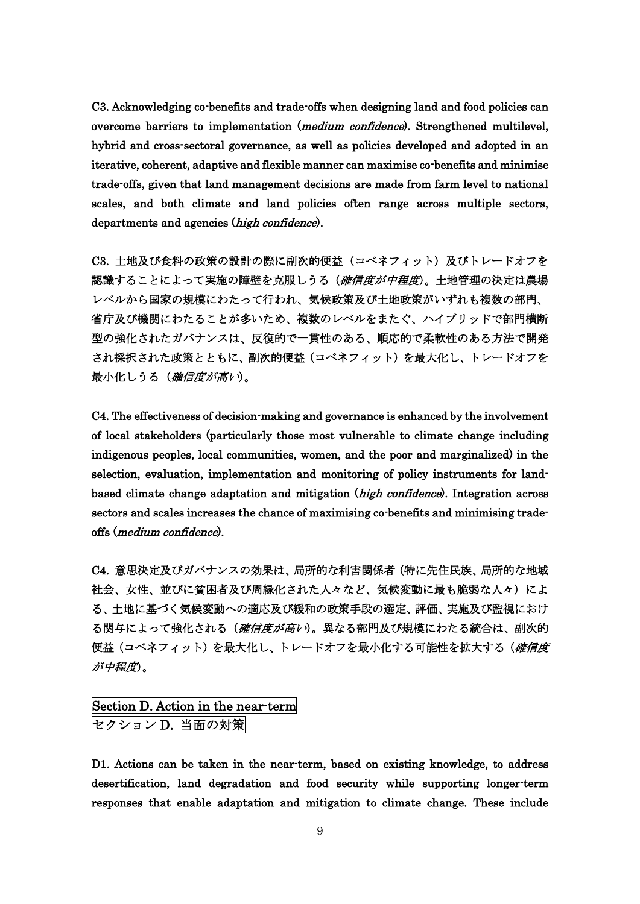**C3. Acknowledging co-benefits and trade-offs when designing land and food policies can overcome barriers to implementation (*medium confidence*). Strengthened multilevel, hybrid and cross-sectoral governance, as well as policies developed and adopted in an iterative, coherent, adaptive and flexible manner can maximise co-benefits and minimise trade-offs, given that land management decisions are made from farm level to national scales, and both climate and land policies often range across multiple sectors, departments and agencies (*high confidence*).**

**C3. 土地及び食料の政策の設計の際に副次的便益（コベネフィット）及びトレードオフを認識することによって実施の障壁を克服しうる（*確信度が中程度*）。土地管理の決定は農場レベルから国家の規模にわたって行われ、気候政策及び土地政策がいずれも複数の部門、省庁及び機関にわたることが多いため、複数のレベルをまたぐ、ハイブリッドで部門横断型の強化されたガバナンスは、反復的で一貫性のある、順応的で柔軟性のある方法で開発され採択された政策とともに、副次的便益（コベネフィット）を最大化し、トレードオフを最小化しうる（*確信度が高い*）。**

**C4. The effectiveness of decision-making and governance is enhanced by the involvement of local stakeholders (particularly those most vulnerable to climate change including indigenous peoples, local communities, women, and the poor and marginalized) in the selection, evaluation, implementation and monitoring of policy instruments for land-based climate change adaptation and mitigation (*high confidence*). Integration across sectors and scales increases the chance of maximising co-benefits and minimising trade-offs (*medium confidence*).**

**C4. 意思決定及びガバナンスの効果は、局所的な利害関係者（特に先住民族、局所的な地域社会、女性、並びに貧困者及び周縁化された人々など、気候変動に最も脆弱な人々）による、土地に基づく気候変動への適応及び緩和の政策手段の選定、評価、実施及び監視における関与によって強化される（*確信度が高い*）。異なる部門及び規模にわたる統合は、副次的便益（コベネフィット）を最大化し、トレードオフを最小化する可能性を拡大する（*確信度が中程度*）。**

## Section D. Action in the near-term
## セクション D. 当面の対策

**D1. Actions can be taken in the near-term, based on existing knowledge, to address desertification, land degradation and food security while supporting longer-term responses that enable adaptation and mitigation to climate change. These include**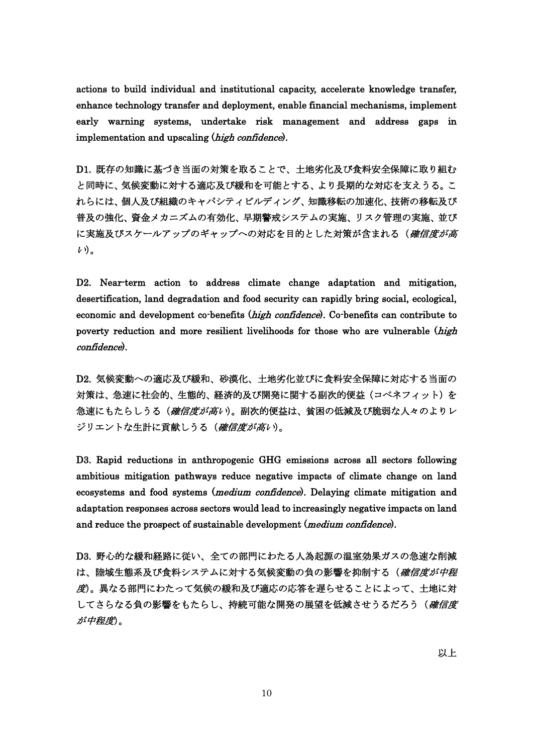**actions to build individual and institutional capacity, accelerate knowledge transfer, enhance technology transfer and deployment, enable financial mechanisms, implement early warning systems, undertake risk management and address gaps in implementation and upscaling (*high confidence*).**

**D1. 既存の知識に基づき当面の対策を取ることで、土地劣化及び食料安全保障に取り組むと同時に、気候変動に対する適応及び緩和を可能とする、より長期的な対応を支えうる。これらには、個人及び組織のキャパシティビルディング、知識移転の加速化、技術の移転及び普及の強化、資金メカニズムの有効化、早期警戒システムの実施、リスク管理の実施、並びに実施及びスケールアップのギャップへの対応を目的とした対策が含まれる（*確信度が高い*）。**

**D2. Near-term action to address climate change adaptation and mitigation, desertification, land degradation and food security can rapidly bring social, ecological, economic and development co-benefits (*high confidence*). Co-benefits can contribute to poverty reduction and more resilient livelihoods for those who are vulnerable (*high confidence*).**

**D2. 気候変動への適応及び緩和、砂漠化、土地劣化並びに食料安全保障に対応する当面の対策は、急速に社会的、生態的、経済的及び開発に関する副次的便益（コベネフィット）を急速にもたらしうる（*確信度が高い*）。副次的便益は、貧困の低減及び脆弱な人々のよりレジリエントな生計に貢献しうる（*確信度が高い*）。**

**D3. Rapid reductions in anthropogenic GHG emissions across all sectors following ambitious mitigation pathways reduce negative impacts of climate change on land ecosystems and food systems (*medium confidence*). Delaying climate mitigation and adaptation responses across sectors would lead to increasingly negative impacts on land and reduce the prospect of sustainable development (*medium confidence*).**

**D3. 野心的な緩和経路に従い、全ての部門にわたる人為起源の温室効果ガスの急速な削減は、陸域生態系及び食料システムに対する気候変動の負の影響を抑制する（*確信度が中程度*）。異なる部門にわたって気候の緩和及び適応の応答を遅らせることによって、土地に対してさらなる負の影響をもたらし、持続可能な開発の展望を低減させうるだろう（*確信度が中程度*）。**

以上